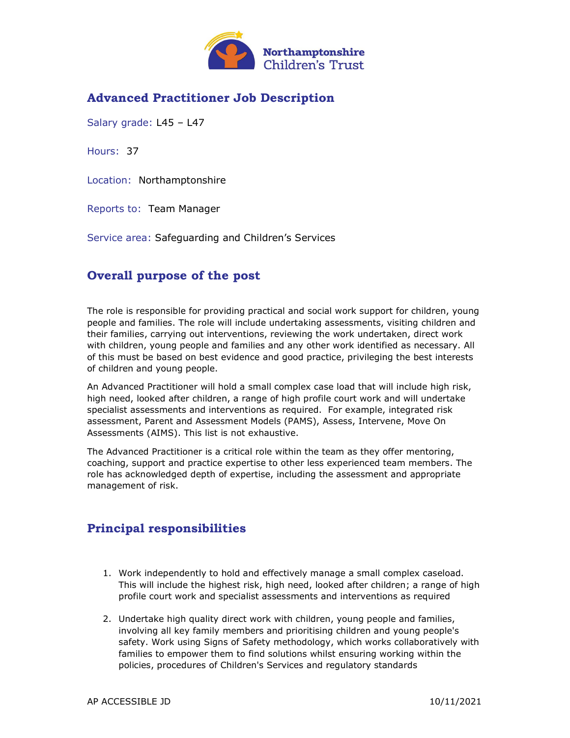Northamptonshire Children's Trust

# Advanced Practitioner Job Description

Salary grade: L45 – L47

Hours: 37

Location: Northamptonshire

Reports to: Team Manager

Service area: Safeguarding and Children's Services

## Overall purpose of the post

The role is responsible for providing practical and social work support for children, young people and families. The role will include undertaking assessments, visiting children and their families, carrying out interventions, reviewing the work undertaken, direct work with children, young people and families and any other work identified as necessary. All of this must be based on best evidence and good practice, privileging the best interests of children and young people.

An Advanced Practitioner will hold a small complex case load that will include high risk, high need, looked after children, a range of high profile court work and will undertake specialist assessments and interventions as required. For example, integrated risk assessment, Parent and Assessment Models (PAMS), Assess, Intervene, Move On Assessments (AIMS). This list is not exhaustive.

The Advanced Practitioner is a critical role within the team as they offer mentoring, coaching, support and practice expertise to other less experienced team members. The role has acknowledged depth of expertise, including the assessment and appropriate management of risk.

## Principal responsibilities

1. Work independently to hold and effectively manage a small complex caseload. This will include the highest risk, high need, looked after children; a range of high profile court work and specialist assessments and interventions as required
2. Undertake high quality direct work with children, young people and families, involving all key family members and prioritising children and young people's safety. Work using Signs of Safety methodology, which works collaboratively with families to empower them to find solutions whilst ensuring working within the policies, procedures of Children's Services and regulatory standards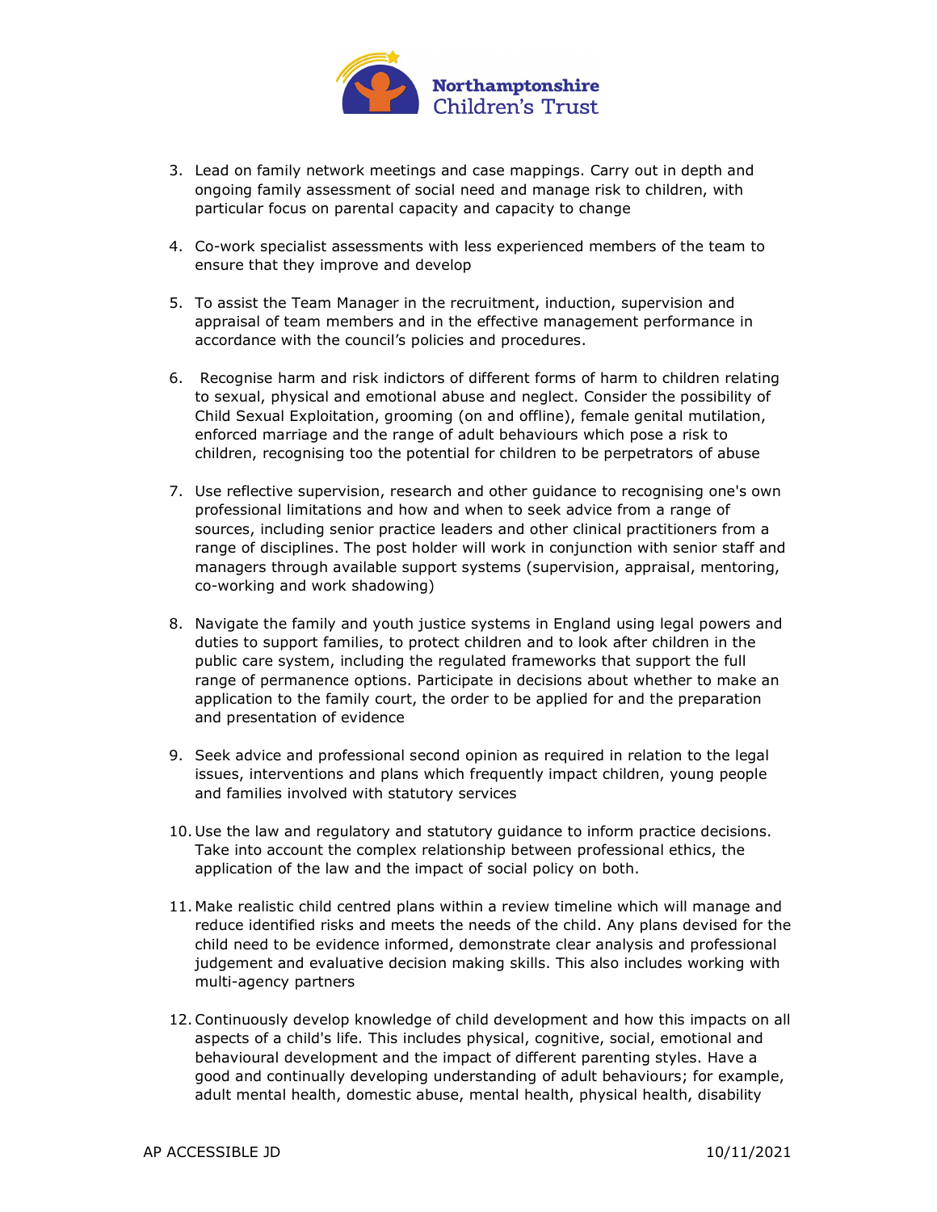3. Lead on family network meetings and case mappings. Carry out in depth and ongoing family assessment of social need and manage risk to children, with particular focus on parental capacity and capacity to change

4. Co-work specialist assessments with less experienced members of the team to ensure that they improve and develop

5. To assist the Team Manager in the recruitment, induction, supervision and appraisal of team members and in the effective management performance in accordance with the council's policies and procedures.

6. Recognise harm and risk indictors of different forms of harm to children relating to sexual, physical and emotional abuse and neglect. Consider the possibility of Child Sexual Exploitation, grooming (on and offline), female genital mutilation, enforced marriage and the range of adult behaviours which pose a risk to children, recognising too the potential for children to be perpetrators of abuse

7. Use reflective supervision, research and other guidance to recognising one's own professional limitations and how and when to seek advice from a range of sources, including senior practice leaders and other clinical practitioners from a range of disciplines. The post holder will work in conjunction with senior staff and managers through available support systems (supervision, appraisal, mentoring, co-working and work shadowing)

8. Navigate the family and youth justice systems in England using legal powers and duties to support families, to protect children and to look after children in the public care system, including the regulated frameworks that support the full range of permanence options. Participate in decisions about whether to make an application to the family court, the order to be applied for and the preparation and presentation of evidence

9. Seek advice and professional second opinion as required in relation to the legal issues, interventions and plans which frequently impact children, young people and families involved with statutory services

10. Use the law and regulatory and statutory guidance to inform practice decisions. Take into account the complex relationship between professional ethics, the application of the law and the impact of social policy on both.

11. Make realistic child centred plans within a review timeline which will manage and reduce identified risks and meets the needs of the child. Any plans devised for the child need to be evidence informed, demonstrate clear analysis and professional judgement and evaluative decision making skills. This also includes working with multi-agency partners

12. Continuously develop knowledge of child development and how this impacts on all aspects of a child's life. This includes physical, cognitive, social, emotional and behavioural development and the impact of different parenting styles. Have a good and continually developing understanding of adult behaviours; for example, adult mental health, domestic abuse, mental health, physical health, disability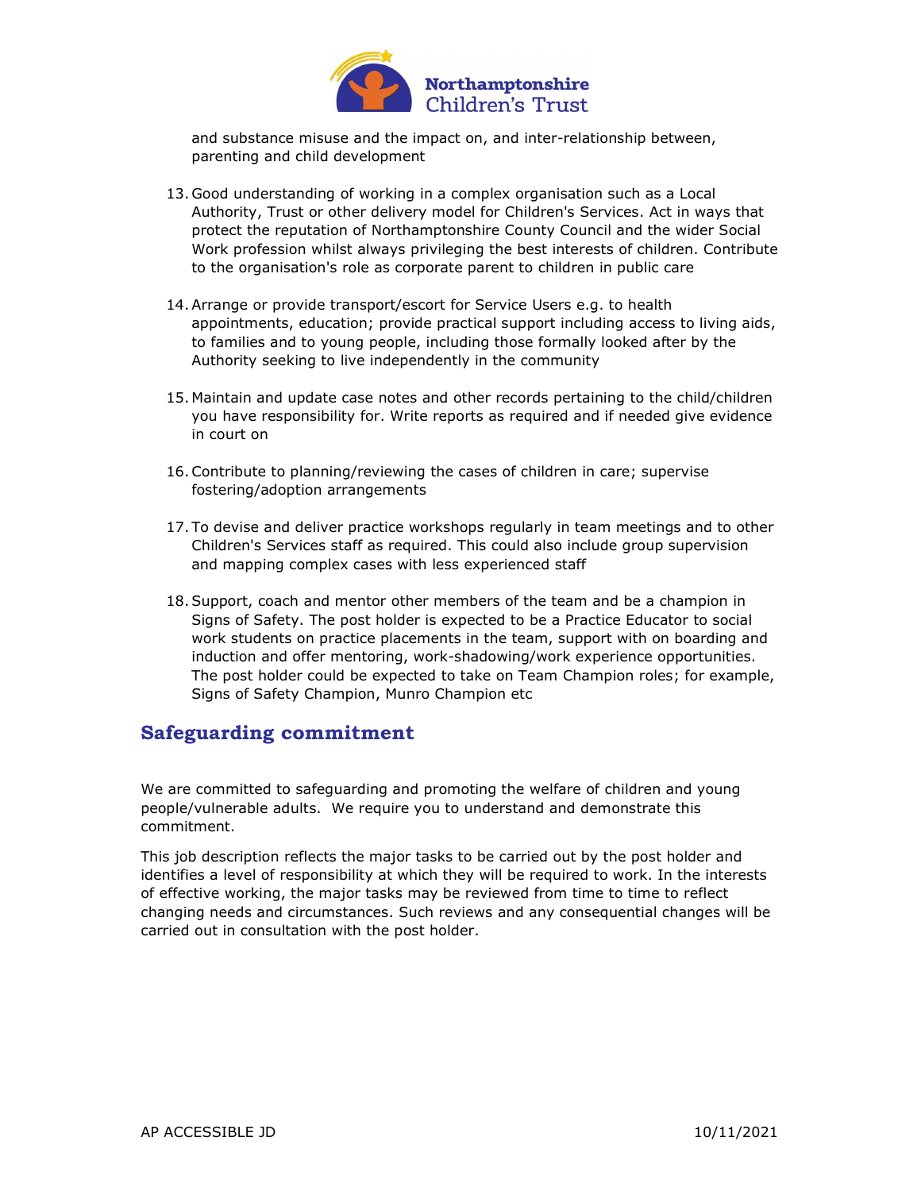and substance misuse and the impact on, and inter-relationship between, parenting and child development

13. Good understanding of working in a complex organisation such as a Local Authority, Trust or other delivery model for Children's Services. Act in ways that protect the reputation of Northamptonshire County Council and the wider Social Work profession whilst always privileging the best interests of children. Contribute to the organisation's role as corporate parent to children in public care

14. Arrange or provide transport/escort for Service Users e.g. to health appointments, education; provide practical support including access to living aids, to families and to young people, including those formally looked after by the Authority seeking to live independently in the community

15. Maintain and update case notes and other records pertaining to the child/children you have responsibility for. Write reports as required and if needed give evidence in court on

16. Contribute to planning/reviewing the cases of children in care; supervise fostering/adoption arrangements

17. To devise and deliver practice workshops regularly in team meetings and to other Children's Services staff as required. This could also include group supervision and mapping complex cases with less experienced staff

18. Support, coach and mentor other members of the team and be a champion in Signs of Safety. The post holder is expected to be a Practice Educator to social work students on practice placements in the team, support with on boarding and induction and offer mentoring, work-shadowing/work experience opportunities. The post holder could be expected to take on Team Champion roles; for example, Signs of Safety Champion, Munro Champion etc

## Safeguarding commitment

We are committed to safeguarding and promoting the welfare of children and young people/vulnerable adults. We require you to understand and demonstrate this commitment.

This job description reflects the major tasks to be carried out by the post holder and identifies a level of responsibility at which they will be required to work. In the interests of effective working, the major tasks may be reviewed from time to time to reflect changing needs and circumstances. Such reviews and any consequential changes will be carried out in consultation with the post holder.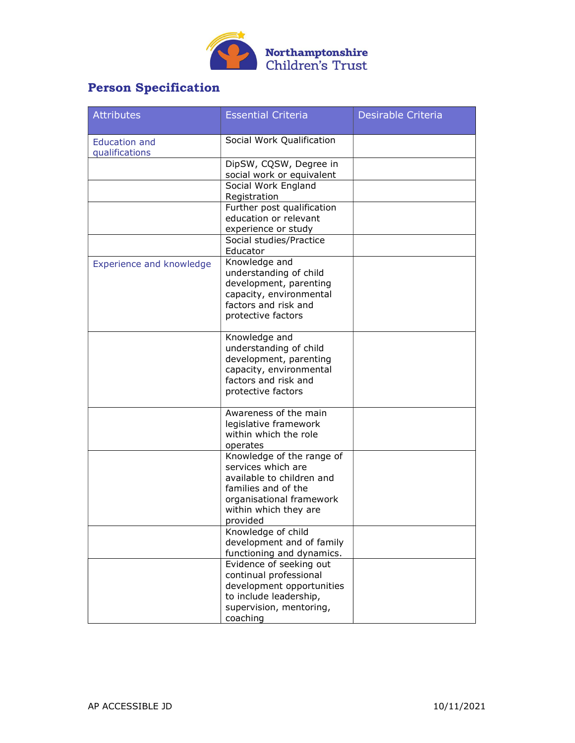## Person Specification

| Attributes | Essential Criteria | Desirable Criteria |
|---|---|---|
| Education and qualifications | Social Work Qualification | |
| | DipSW, CQSW, Degree in social work or equivalent | |
| | Social Work England Registration | |
| | Further post qualification education or relevant experience or study | |
| | Social studies/Practice Educator | |
| Experience and knowledge | Knowledge and understanding of child development, parenting capacity, environmental factors and risk and protective factors | |
| | Knowledge and understanding of child development, parenting capacity, environmental factors and risk and protective factors | |
| | Awareness of the main legislative framework within which the role operates | |
| | Knowledge of the range of services which are available to children and families and of the organisational framework within which they are provided | |
| | Knowledge of child development and of family functioning and dynamics. | |
| | Evidence of seeking out continual professional development opportunities to include leadership, supervision, mentoring, coaching | |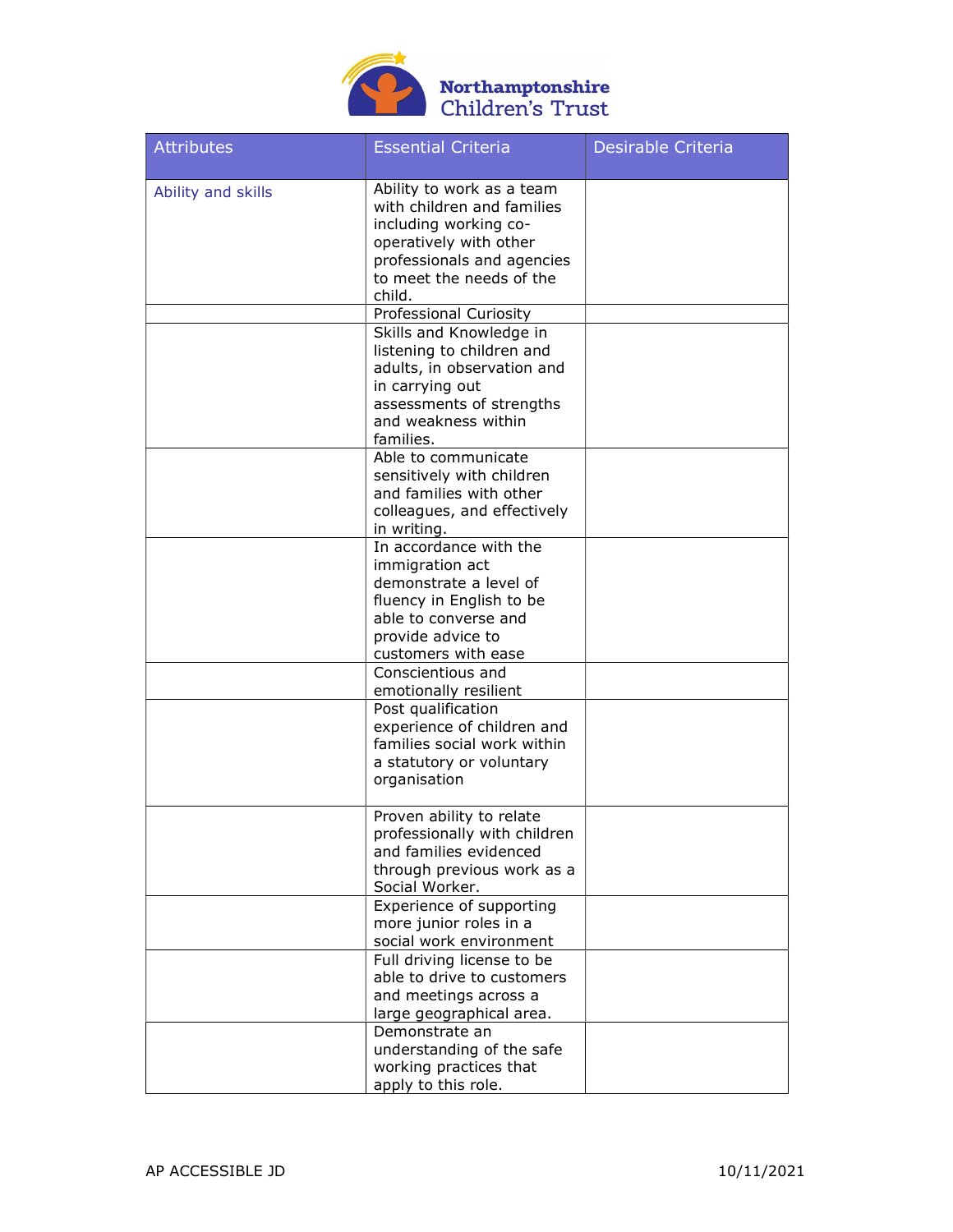| Attributes | Essential Criteria | Desirable Criteria |
|---|---|---|
| Ability and skills | Ability to work as a team with children and families including working co-operatively with other professionals and agencies to meet the needs of the child. | |
| | Professional Curiosity | |
| | Skills and Knowledge in listening to children and adults, in observation and in carrying out assessments of strengths and weakness within families. | |
| | Able to communicate sensitively with children and families with other colleagues, and effectively in writing. | |
| | In accordance with the immigration act demonstrate a level of fluency in English to be able to converse and provide advice to customers with ease | |
| | Conscientious and emotionally resilient | |
| | Post qualification experience of children and families social work within a statutory or voluntary organisation | |
| | Proven ability to relate professionally with children and families evidenced through previous work as a Social Worker. | |
| | Experience of supporting more junior roles in a social work environment | |
| | Full driving license to be able to drive to customers and meetings across a large geographical area. | |
| | Demonstrate an understanding of the safe working practices that apply to this role. | |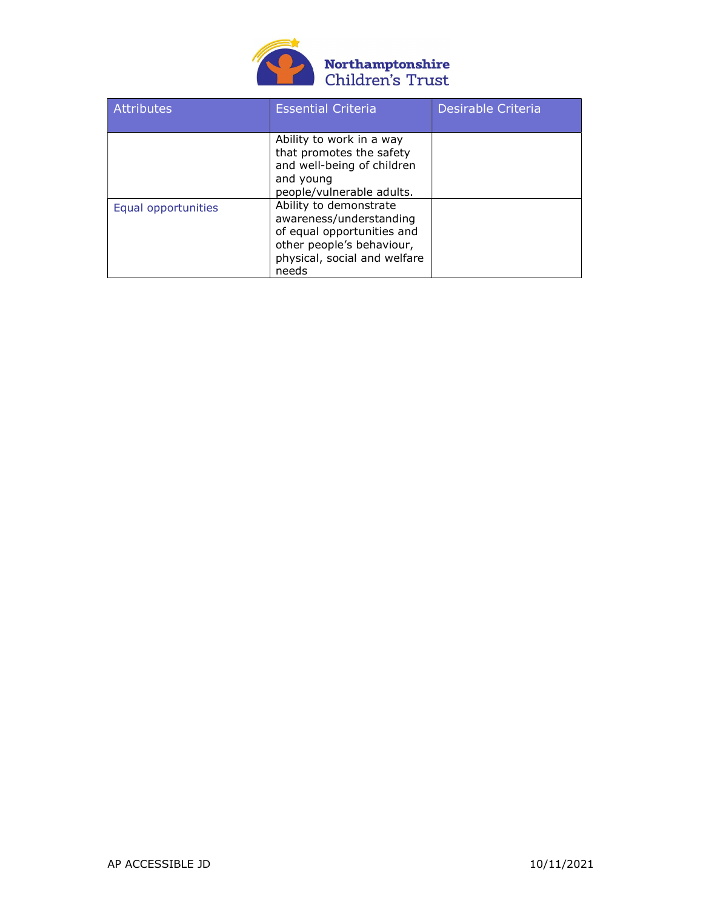| Attributes | Essential Criteria | Desirable Criteria |
|---|---|---|
| | Ability to work in a way that promotes the safety and well-being of children and young people/vulnerable adults. | |
| Equal opportunities | Ability to demonstrate awareness/understanding of equal opportunities and other people's behaviour, physical, social and welfare needs | |